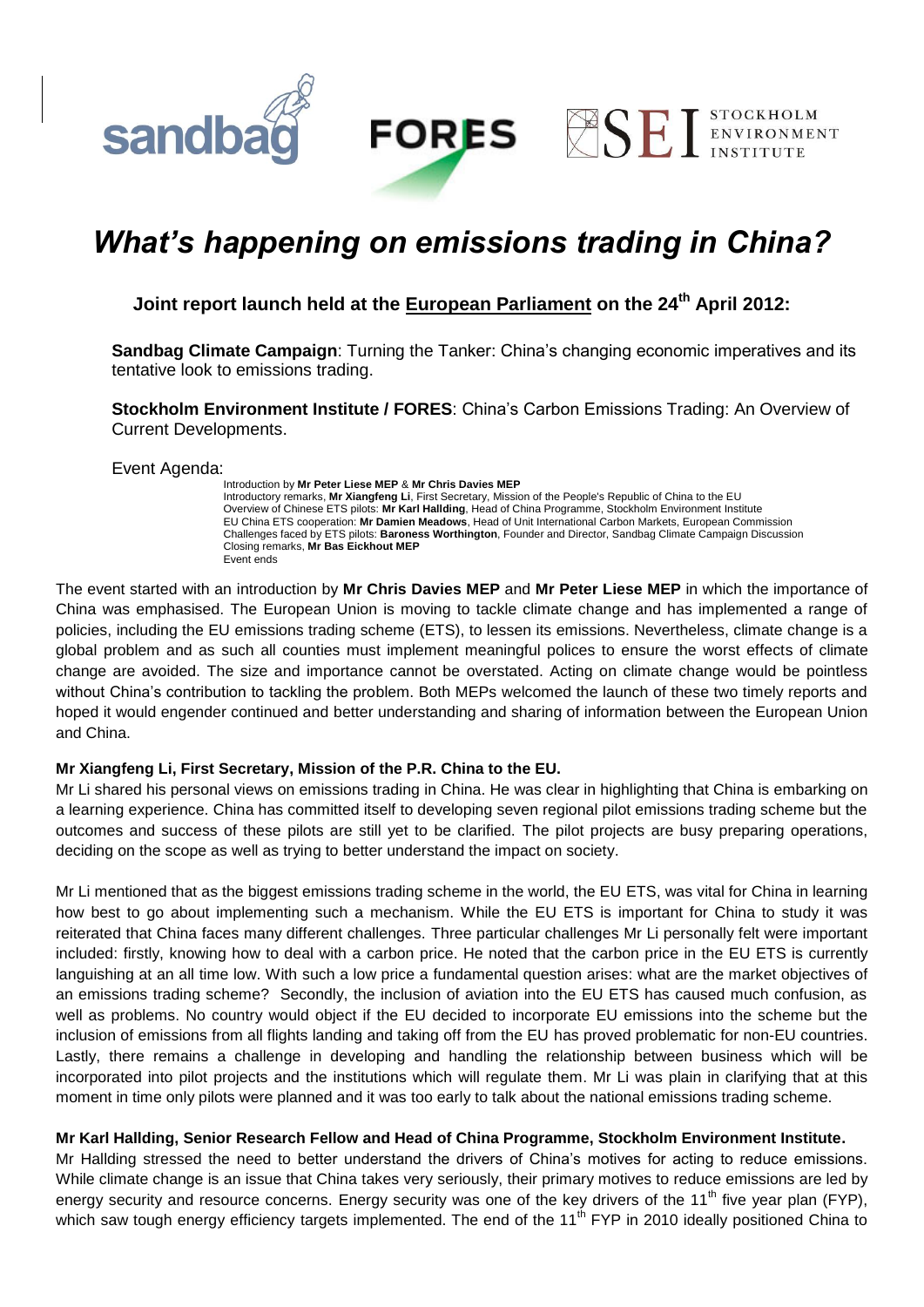# *What's happening on emissions trading in China?*

### Joint report launch held at the European Parliament on the 24th April 2012:

**Sandbag Climate Campaign**: Turning the Tanker: China's changing economic imperatives and its tentative look to emissions trading.

**Stockholm Environment Institute / FORES**: China's Carbon Emissions Trading: An Overview of Current Developments.

Event Agenda:

Introduction by **Mr Peter Liese MEP** & **Mr Chris Davies MEP**
Introductory remarks, **Mr Xiangfeng Li**, First Secretary, Mission of the People's Republic of China to the EU
Overview of Chinese ETS pilots: **Mr Karl Hallding**, Head of China Programme, Stockholm Environment Institute
EU China ETS cooperation: **Mr Damien Meadows**, Head of Unit International Carbon Markets, European Commission
Challenges faced by ETS pilots: **Baroness Worthington**, Founder and Director, Sandbag Climate Campaign Discussion
Closing remarks, **Mr Bas Eickhout MEP**
Event ends

The event started with an introduction by **Mr Chris Davies MEP** and **Mr Peter Liese MEP** in which the importance of China was emphasised. The European Union is moving to tackle climate change and has implemented a range of policies, including the EU emissions trading scheme (ETS), to lessen its emissions. Nevertheless, climate change is a global problem and as such all counties must implement meaningful polices to ensure the worst effects of climate change are avoided. The size and importance cannot be overstated. Acting on climate change would be pointless without China's contribution to tackling the problem. Both MEPs welcomed the launch of these two timely reports and hoped it would engender continued and better understanding and sharing of information between the European Union and China.

**Mr Xiangfeng Li, First Secretary, Mission of the P.R. China to the EU.**

Mr Li shared his personal views on emissions trading in China. He was clear in highlighting that China is embarking on a learning experience. China has committed itself to developing seven regional pilot emissions trading scheme but the outcomes and success of these pilots are still yet to be clarified. The pilot projects are busy preparing operations, deciding on the scope as well as trying to better understand the impact on society.

Mr Li mentioned that as the biggest emissions trading scheme in the world, the EU ETS, was vital for China in learning how best to go about implementing such a mechanism. While the EU ETS is important for China to study it was reiterated that China faces many different challenges. Three particular challenges Mr Li personally felt were important included: firstly, knowing how to deal with a carbon price. He noted that the carbon price in the EU ETS is currently languishing at an all time low. With such a low price a fundamental question arises: what are the market objectives of an emissions trading scheme? Secondly, the inclusion of aviation into the EU ETS has caused much confusion, as well as problems. No country would object if the EU decided to incorporate EU emissions into the scheme but the inclusion of emissions from all flights landing and taking off from the EU has proved problematic for non-EU countries. Lastly, there remains a challenge in developing and handling the relationship between business which will be incorporated into pilot projects and the institutions which will regulate them. Mr Li was plain in clarifying that at this moment in time only pilots were planned and it was too early to talk about the national emissions trading scheme.

**Mr Karl Hallding, Senior Research Fellow and Head of China Programme, Stockholm Environment Institute.**

Mr Hallding stressed the need to better understand the drivers of China's motives for acting to reduce emissions. While climate change is an issue that China takes very seriously, their primary motives to reduce emissions are led by energy security and resource concerns. Energy security was one of the key drivers of the 11th five year plan (FYP), which saw tough energy efficiency targets implemented. The end of the 11th FYP in 2010 ideally positioned China to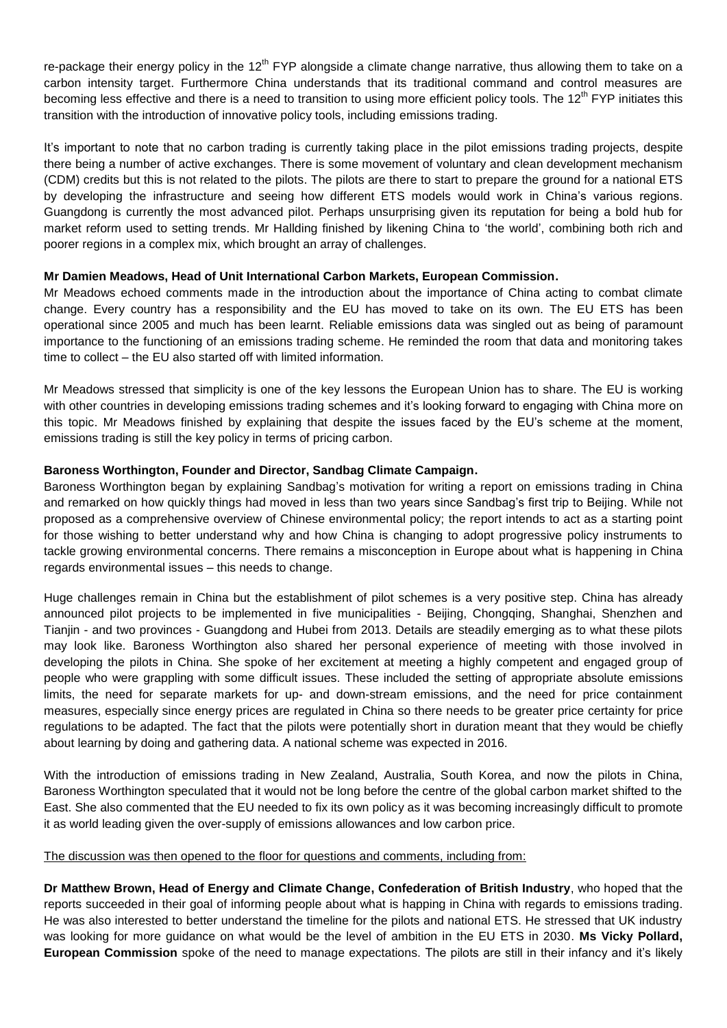re-package their energy policy in the 12th FYP alongside a climate change narrative, thus allowing them to take on a carbon intensity target. Furthermore China understands that its traditional command and control measures are becoming less effective and there is a need to transition to using more efficient policy tools. The 12th FYP initiates this transition with the introduction of innovative policy tools, including emissions trading.

It's important to note that no carbon trading is currently taking place in the pilot emissions trading projects, despite there being a number of active exchanges. There is some movement of voluntary and clean development mechanism (CDM) credits but this is not related to the pilots. The pilots are there to start to prepare the ground for a national ETS by developing the infrastructure and seeing how different ETS models would work in China's various regions. Guangdong is currently the most advanced pilot. Perhaps unsurprising given its reputation for being a bold hub for market reform used to setting trends. Mr Hallding finished by likening China to 'the world', combining both rich and poorer regions in a complex mix, which brought an array of challenges.

**Mr Damien Meadows, Head of Unit International Carbon Markets, European Commission.**

Mr Meadows echoed comments made in the introduction about the importance of China acting to combat climate change. Every country has a responsibility and the EU has moved to take on its own. The EU ETS has been operational since 2005 and much has been learnt. Reliable emissions data was singled out as being of paramount importance to the functioning of an emissions trading scheme. He reminded the room that data and monitoring takes time to collect – the EU also started off with limited information.

Mr Meadows stressed that simplicity is one of the key lessons the European Union has to share. The EU is working with other countries in developing emissions trading schemes and it's looking forward to engaging with China more on this topic. Mr Meadows finished by explaining that despite the issues faced by the EU's scheme at the moment, emissions trading is still the key policy in terms of pricing carbon.

**Baroness Worthington, Founder and Director, Sandbag Climate Campaign.**

Baroness Worthington began by explaining Sandbag's motivation for writing a report on emissions trading in China and remarked on how quickly things had moved in less than two years since Sandbag's first trip to Beijing. While not proposed as a comprehensive overview of Chinese environmental policy; the report intends to act as a starting point for those wishing to better understand why and how China is changing to adopt progressive policy instruments to tackle growing environmental concerns. There remains a misconception in Europe about what is happening in China regards environmental issues – this needs to change.

Huge challenges remain in China but the establishment of pilot schemes is a very positive step. China has already announced pilot projects to be implemented in five municipalities - Beijing, Chongqing, Shanghai, Shenzhen and Tianjin - and two provinces - Guangdong and Hubei from 2013. Details are steadily emerging as to what these pilots may look like. Baroness Worthington also shared her personal experience of meeting with those involved in developing the pilots in China. She spoke of her excitement at meeting a highly competent and engaged group of people who were grappling with some difficult issues. These included the setting of appropriate absolute emissions limits, the need for separate markets for up- and down-stream emissions, and the need for price containment measures, especially since energy prices are regulated in China so there needs to be greater price certainty for price regulations to be adapted. The fact that the pilots were potentially short in duration meant that they would be chiefly about learning by doing and gathering data. A national scheme was expected in 2016.

With the introduction of emissions trading in New Zealand, Australia, South Korea, and now the pilots in China, Baroness Worthington speculated that it would not be long before the centre of the global carbon market shifted to the East. She also commented that the EU needed to fix its own policy as it was becoming increasingly difficult to promote it as world leading given the over-supply of emissions allowances and low carbon price.

The discussion was then opened to the floor for questions and comments, including from:

**Dr Matthew Brown, Head of Energy and Climate Change, Confederation of British Industry**, who hoped that the reports succeeded in their goal of informing people about what is happing in China with regards to emissions trading. He was also interested to better understand the timeline for the pilots and national ETS. He stressed that UK industry was looking for more guidance on what would be the level of ambition in the EU ETS in 2030. **Ms Vicky Pollard, European Commission** spoke of the need to manage expectations. The pilots are still in their infancy and it's likely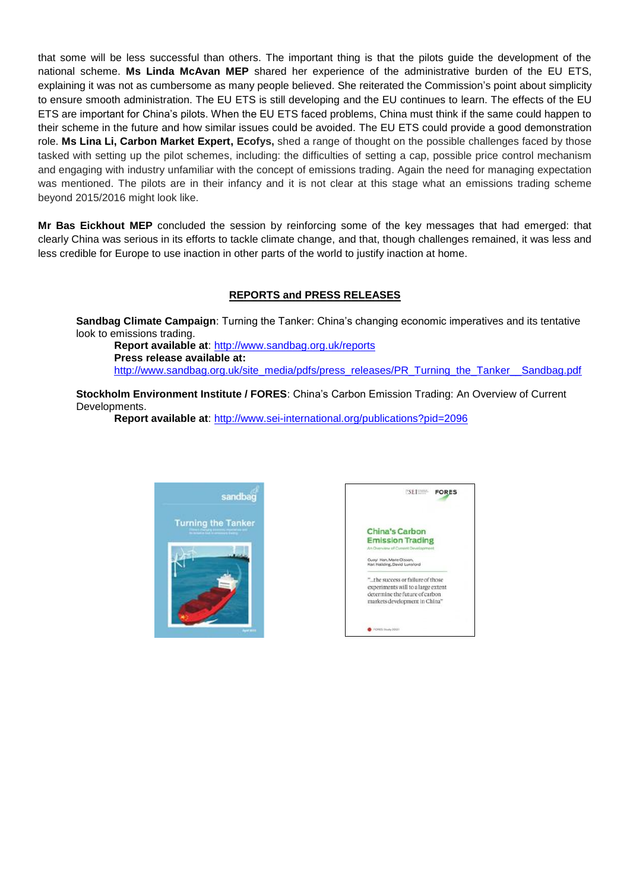that some will be less successful than others. The important thing is that the pilots guide the development of the national scheme. **Ms Linda McAvan MEP** shared her experience of the administrative burden of the EU ETS, explaining it was not as cumbersome as many people believed. She reiterated the Commission's point about simplicity to ensure smooth administration. The EU ETS is still developing and the EU continues to learn. The effects of the EU ETS are important for China's pilots. When the EU ETS faced problems, China must think if the same could happen to their scheme in the future and how similar issues could be avoided. The EU ETS could provide a good demonstration role. **Ms Lina Li, Carbon Market Expert, Ecofys,** shed a range of thought on the possible challenges faced by those tasked with setting up the pilot schemes, including: the difficulties of setting a cap, possible price control mechanism and engaging with industry unfamiliar with the concept of emissions trading. Again the need for managing expectation was mentioned. The pilots are in their infancy and it is not clear at this stage what an emissions trading scheme beyond 2015/2016 might look like.

**Mr Bas Eickhout MEP** concluded the session by reinforcing some of the key messages that had emerged: that clearly China was serious in its efforts to tackle climate change, and that, though challenges remained, it was less and less credible for Europe to use inaction in other parts of the world to justify inaction at home.

## REPORTS and PRESS RELEASES

**Sandbag Climate Campaign**: Turning the Tanker: China's changing economic imperatives and its tentative look to emissions trading.

**Report available at**: http://www.sandbag.org.uk/reports
**Press release available at:**
http://www.sandbag.org.uk/site_media/pdfs/press_releases/PR_Turning_the_Tanker__Sandbag.pdf

**Stockholm Environment Institute / FORES**: China's Carbon Emission Trading: An Overview of Current Developments.

**Report available at**: http://www.sei-international.org/publications?pid=2096